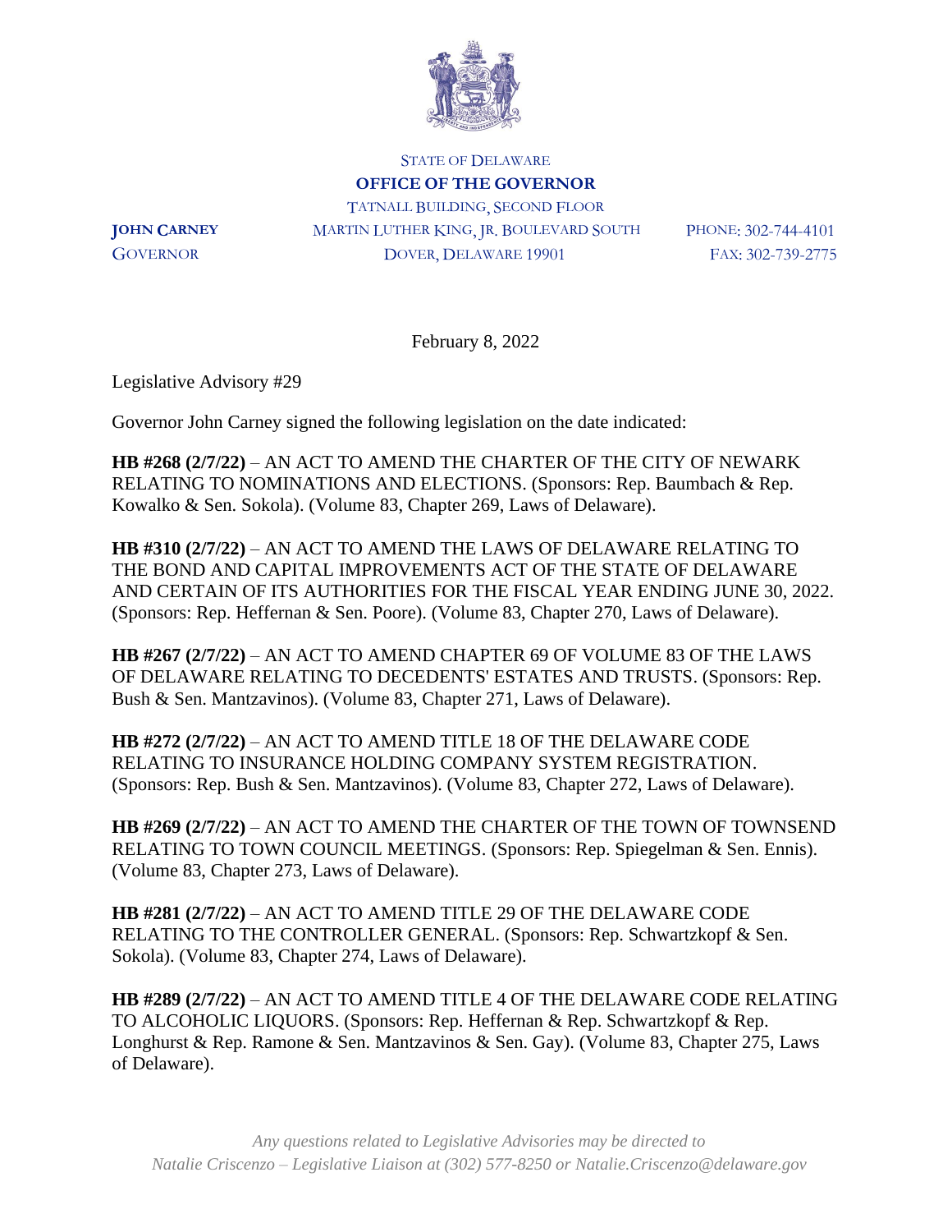STATE OF DELAWARE

**OFFICE OF THE GOVERNOR**

TATNALL BUILDING, SECOND FLOOR
MARTIN LUTHER KING, JR. BOULEVARD SOUTH
DOVER, DELAWARE 19901

**JOHN CARNEY**
GOVERNOR

PHONE: 302-744-4101
FAX: 302-739-2775

February 8, 2022

Legislative Advisory #29

Governor John Carney signed the following legislation on the date indicated:

**HB #268 (2/7/22)** – AN ACT TO AMEND THE CHARTER OF THE CITY OF NEWARK RELATING TO NOMINATIONS AND ELECTIONS. (Sponsors: Rep. Baumbach & Rep. Kowalko & Sen. Sokola). (Volume 83, Chapter 269, Laws of Delaware).

**HB #310 (2/7/22)** – AN ACT TO AMEND THE LAWS OF DELAWARE RELATING TO THE BOND AND CAPITAL IMPROVEMENTS ACT OF THE STATE OF DELAWARE AND CERTAIN OF ITS AUTHORITIES FOR THE FISCAL YEAR ENDING JUNE 30, 2022. (Sponsors: Rep. Heffernan & Sen. Poore). (Volume 83, Chapter 270, Laws of Delaware).

**HB #267 (2/7/22)** – AN ACT TO AMEND CHAPTER 69 OF VOLUME 83 OF THE LAWS OF DELAWARE RELATING TO DECEDENTS' ESTATES AND TRUSTS. (Sponsors: Rep. Bush & Sen. Mantzavinos). (Volume 83, Chapter 271, Laws of Delaware).

**HB #272 (2/7/22)** – AN ACT TO AMEND TITLE 18 OF THE DELAWARE CODE RELATING TO INSURANCE HOLDING COMPANY SYSTEM REGISTRATION. (Sponsors: Rep. Bush & Sen. Mantzavinos). (Volume 83, Chapter 272, Laws of Delaware).

**HB #269 (2/7/22)** – AN ACT TO AMEND THE CHARTER OF THE TOWN OF TOWNSEND RELATING TO TOWN COUNCIL MEETINGS. (Sponsors: Rep. Spiegelman & Sen. Ennis). (Volume 83, Chapter 273, Laws of Delaware).

**HB #281 (2/7/22)** – AN ACT TO AMEND TITLE 29 OF THE DELAWARE CODE RELATING TO THE CONTROLLER GENERAL. (Sponsors: Rep. Schwartzkopf & Sen. Sokola). (Volume 83, Chapter 274, Laws of Delaware).

**HB #289 (2/7/22)** – AN ACT TO AMEND TITLE 4 OF THE DELAWARE CODE RELATING TO ALCOHOLIC LIQUORS. (Sponsors: Rep. Heffernan & Rep. Schwartzkopf & Rep. Longhurst & Rep. Ramone & Sen. Mantzavinos & Sen. Gay). (Volume 83, Chapter 275, Laws of Delaware).

*Any questions related to Legislative Advisories may be directed to Natalie Criscenzo – Legislative Liaison at (302) 577-8250 or Natalie.Criscenzo@delaware.gov*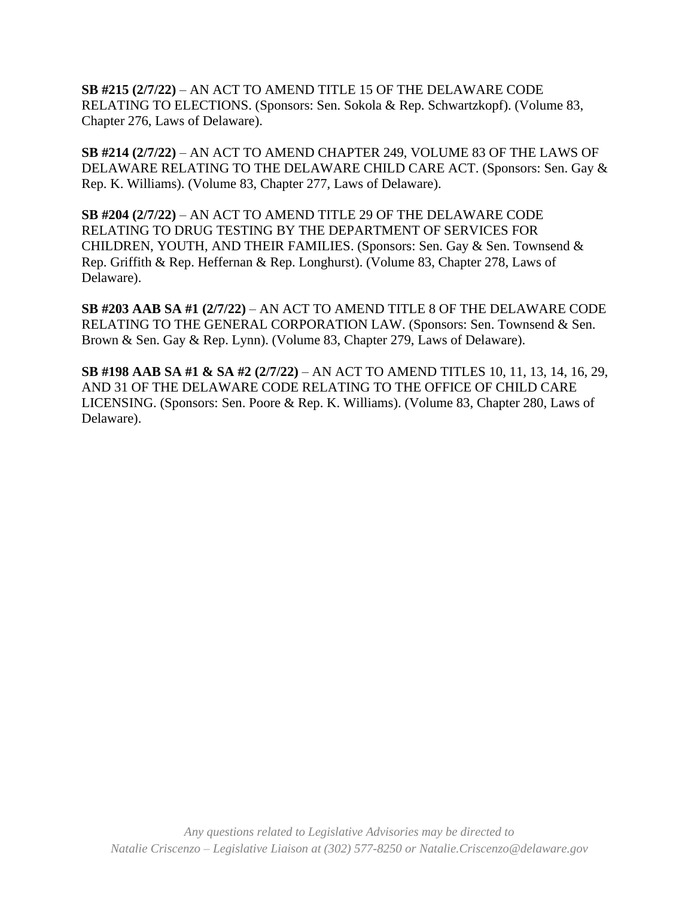**SB #215 (2/7/22)** – AN ACT TO AMEND TITLE 15 OF THE DELAWARE CODE RELATING TO ELECTIONS. (Sponsors: Sen. Sokola & Rep. Schwartzkopf). (Volume 83, Chapter 276, Laws of Delaware).

**SB #214 (2/7/22)** – AN ACT TO AMEND CHAPTER 249, VOLUME 83 OF THE LAWS OF DELAWARE RELATING TO THE DELAWARE CHILD CARE ACT. (Sponsors: Sen. Gay & Rep. K. Williams). (Volume 83, Chapter 277, Laws of Delaware).

**SB #204 (2/7/22)** – AN ACT TO AMEND TITLE 29 OF THE DELAWARE CODE RELATING TO DRUG TESTING BY THE DEPARTMENT OF SERVICES FOR CHILDREN, YOUTH, AND THEIR FAMILIES. (Sponsors: Sen. Gay & Sen. Townsend & Rep. Griffith & Rep. Heffernan & Rep. Longhurst). (Volume 83, Chapter 278, Laws of Delaware).

**SB #203 AAB SA #1 (2/7/22)** – AN ACT TO AMEND TITLE 8 OF THE DELAWARE CODE RELATING TO THE GENERAL CORPORATION LAW. (Sponsors: Sen. Townsend & Sen. Brown & Sen. Gay & Rep. Lynn). (Volume 83, Chapter 279, Laws of Delaware).

**SB #198 AAB SA #1 & SA #2 (2/7/22)** – AN ACT TO AMEND TITLES 10, 11, 13, 14, 16, 29, AND 31 OF THE DELAWARE CODE RELATING TO THE OFFICE OF CHILD CARE LICENSING. (Sponsors: Sen. Poore & Rep. K. Williams). (Volume 83, Chapter 280, Laws of Delaware).